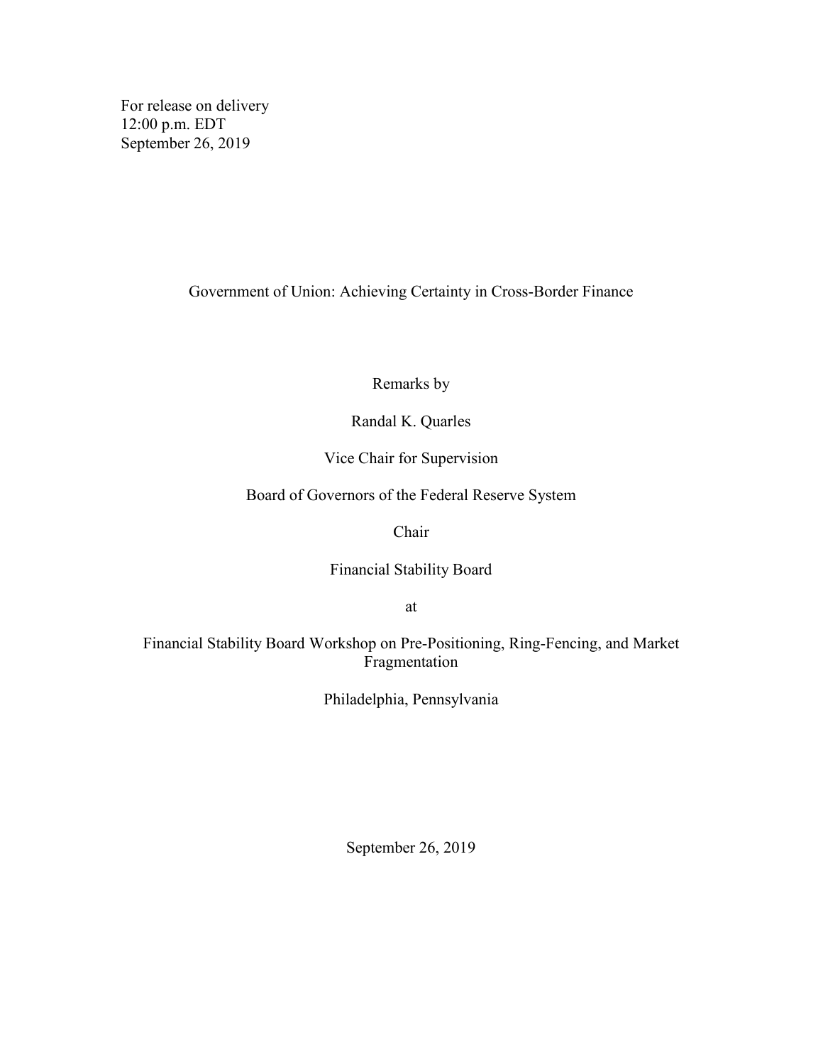For release on delivery
12:00 p.m. EDT
September 26, 2019

# Government of Union: Achieving Certainty in Cross-Border Finance

Remarks by

Randal K. Quarles

Vice Chair for Supervision

Board of Governors of the Federal Reserve System

Chair

Financial Stability Board

at

Financial Stability Board Workshop on Pre-Positioning, Ring-Fencing, and Market Fragmentation

Philadelphia, Pennsylvania

September 26, 2019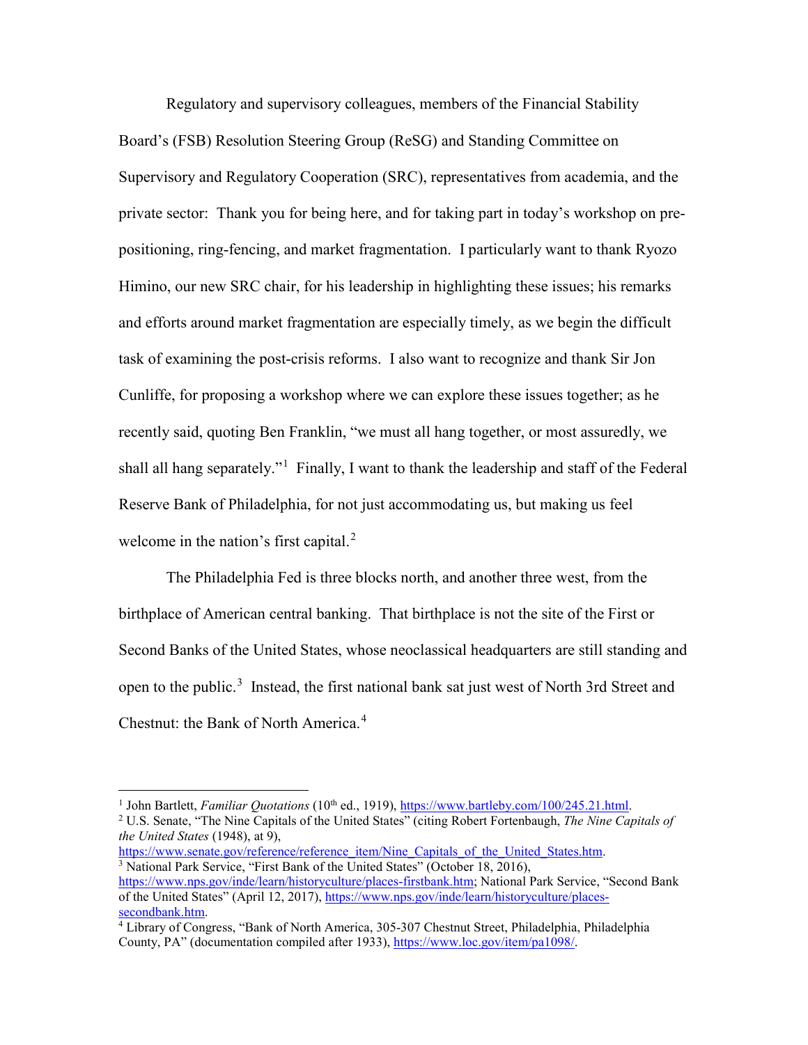Regulatory and supervisory colleagues, members of the Financial Stability Board's (FSB) Resolution Steering Group (ReSG) and Standing Committee on Supervisory and Regulatory Cooperation (SRC), representatives from academia, and the private sector: Thank you for being here, and for taking part in today's workshop on pre-positioning, ring-fencing, and market fragmentation. I particularly want to thank Ryozo Himino, our new SRC chair, for his leadership in highlighting these issues; his remarks and efforts around market fragmentation are especially timely, as we begin the difficult task of examining the post-crisis reforms. I also want to recognize and thank Sir Jon Cunliffe, for proposing a workshop where we can explore these issues together; as he recently said, quoting Ben Franklin, "we must all hang together, or most assuredly, we shall all hang separately."[1] Finally, I want to thank the leadership and staff of the Federal Reserve Bank of Philadelphia, for not just accommodating us, but making us feel welcome in the nation's first capital.[2]

The Philadelphia Fed is three blocks north, and another three west, from the birthplace of American central banking. That birthplace is not the site of the First or Second Banks of the United States, whose neoclassical headquarters are still standing and open to the public.[3] Instead, the first national bank sat just west of North 3rd Street and Chestnut: the Bank of North America.[4]

---

[1] John Bartlett, *Familiar Quotations* (10th ed., 1919), https://www.bartleby.com/100/245.21.html.

[2] U.S. Senate, "The Nine Capitals of the United States" (citing Robert Fortenbaugh, *The Nine Capitals of the United States* (1948), at 9), https://www.senate.gov/reference/reference_item/Nine_Capitals_of_the_United_States.htm.

[3] National Park Service, "First Bank of the United States" (October 18, 2016), https://www.nps.gov/inde/learn/historyculture/places-firstbank.htm; National Park Service, "Second Bank of the United States" (April 12, 2017), https://www.nps.gov/inde/learn/historyculture/places-secondbank.htm.

[4] Library of Congress, "Bank of North America, 305-307 Chestnut Street, Philadelphia, Philadelphia County, PA" (documentation compiled after 1933), https://www.loc.gov/item/pa1098/.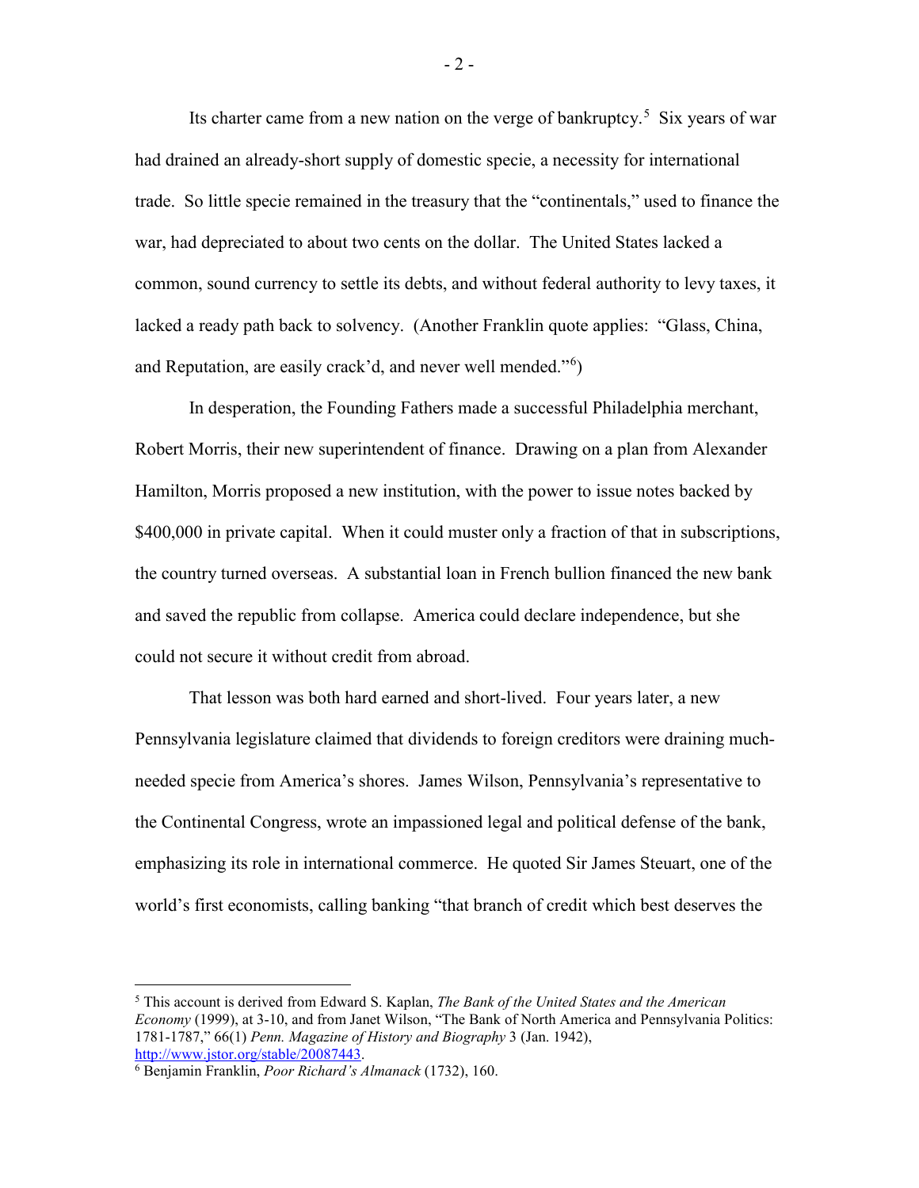Its charter came from a new nation on the verge of bankruptcy.[5] Six years of war had drained an already-short supply of domestic specie, a necessity for international trade. So little specie remained in the treasury that the "continentals," used to finance the war, had depreciated to about two cents on the dollar. The United States lacked a common, sound currency to settle its debts, and without federal authority to levy taxes, it lacked a ready path back to solvency. (Another Franklin quote applies: "Glass, China, and Reputation, are easily crack'd, and never well mended."[6])

In desperation, the Founding Fathers made a successful Philadelphia merchant, Robert Morris, their new superintendent of finance. Drawing on a plan from Alexander Hamilton, Morris proposed a new institution, with the power to issue notes backed by $400,000 in private capital. When it could muster only a fraction of that in subscriptions, the country turned overseas. A substantial loan in French bullion financed the new bank and saved the republic from collapse. America could declare independence, but she could not secure it without credit from abroad.

That lesson was both hard earned and short-lived. Four years later, a new Pennsylvania legislature claimed that dividends to foreign creditors were draining much-needed specie from America's shores. James Wilson, Pennsylvania's representative to the Continental Congress, wrote an impassioned legal and political defense of the bank, emphasizing its role in international commerce. He quoted Sir James Steuart, one of the world's first economists, calling banking "that branch of credit which best deserves the

---

[5] This account is derived from Edward S. Kaplan, *The Bank of the United States and the American Economy* (1999), at 3-10, and from Janet Wilson, "The Bank of North America and Pennsylvania Politics: 1781-1787," 66(1) *Penn. Magazine of History and Biography* 3 (Jan. 1942), http://www.jstor.org/stable/20087443.

[6] Benjamin Franklin, *Poor Richard's Almanack* (1732), 160.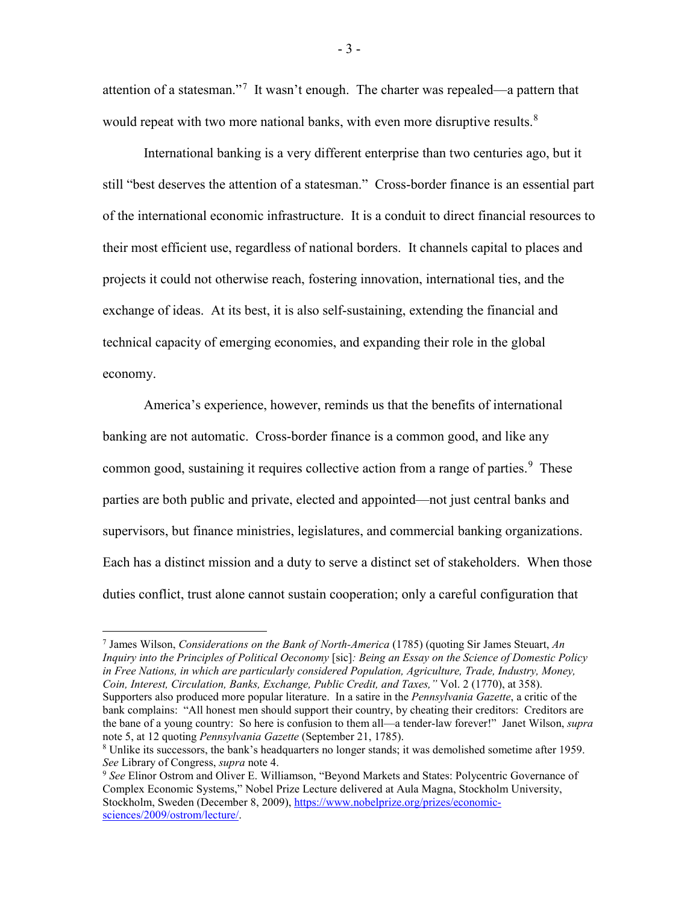attention of a statesman."[7] It wasn't enough. The charter was repealed—a pattern that would repeat with two more national banks, with even more disruptive results.[8]

International banking is a very different enterprise than two centuries ago, but it still "best deserves the attention of a statesman." Cross-border finance is an essential part of the international economic infrastructure. It is a conduit to direct financial resources to their most efficient use, regardless of national borders. It channels capital to places and projects it could not otherwise reach, fostering innovation, international ties, and the exchange of ideas. At its best, it is also self-sustaining, extending the financial and technical capacity of emerging economies, and expanding their role in the global economy.

America's experience, however, reminds us that the benefits of international banking are not automatic. Cross-border finance is a common good, and like any common good, sustaining it requires collective action from a range of parties.[9] These parties are both public and private, elected and appointed—not just central banks and supervisors, but finance ministries, legislatures, and commercial banking organizations. Each has a distinct mission and a duty to serve a distinct set of stakeholders. When those duties conflict, trust alone cannot sustain cooperation; only a careful configuration that

---

[7] James Wilson, *Considerations on the Bank of North-America* (1785) (quoting Sir James Steuart, *An Inquiry into the Principles of Political Oeconomy* [sic]*: Being an Essay on the Science of Domestic Policy in Free Nations, in which are particularly considered Population, Agriculture, Trade, Industry, Money, Coin, Interest, Circulation, Banks, Exchange, Public Credit, and Taxes,"* Vol. 2 (1770), at 358). Supporters also produced more popular literature. In a satire in the *Pennsylvania Gazette*, a critic of the bank complains: "All honest men should support their country, by cheating their creditors: Creditors are the bane of a young country: So here is confusion to them all—a tender-law forever!" Janet Wilson, *supra* note 5, at 12 quoting *Pennsylvania Gazette* (September 21, 1785).

[8] Unlike its successors, the bank's headquarters no longer stands; it was demolished sometime after 1959. *See* Library of Congress, *supra* note 4.

[9] *See* Elinor Ostrom and Oliver E. Williamson, "Beyond Markets and States: Polycentric Governance of Complex Economic Systems," Nobel Prize Lecture delivered at Aula Magna, Stockholm University, Stockholm, Sweden (December 8, 2009), https://www.nobelprize.org/prizes/economic-sciences/2009/ostrom/lecture/.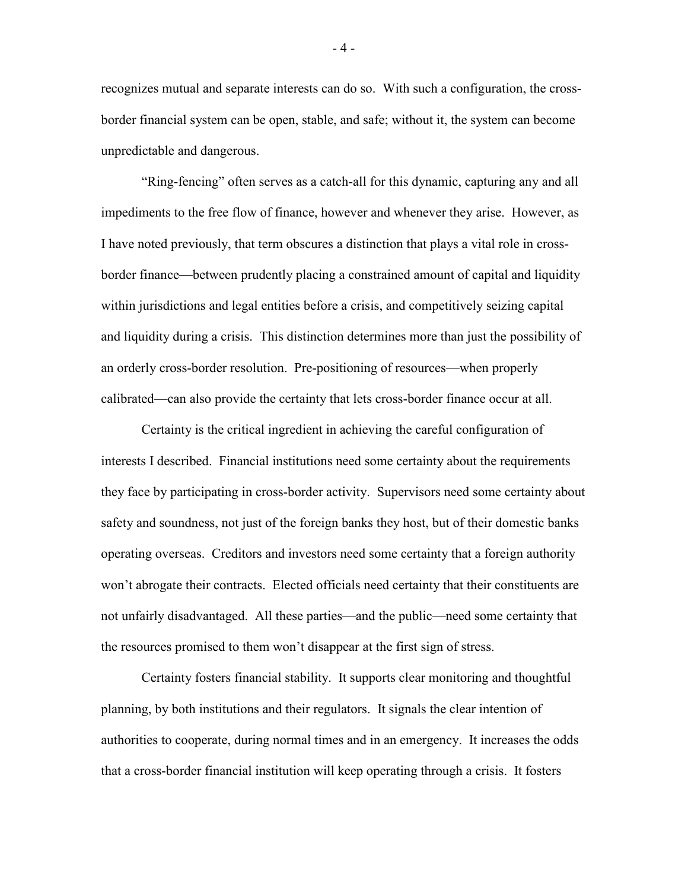recognizes mutual and separate interests can do so. With such a configuration, the cross-border financial system can be open, stable, and safe; without it, the system can become unpredictable and dangerous.

"Ring-fencing" often serves as a catch-all for this dynamic, capturing any and all impediments to the free flow of finance, however and whenever they arise. However, as I have noted previously, that term obscures a distinction that plays a vital role in cross-border finance—between prudently placing a constrained amount of capital and liquidity within jurisdictions and legal entities before a crisis, and competitively seizing capital and liquidity during a crisis. This distinction determines more than just the possibility of an orderly cross-border resolution. Pre-positioning of resources—when properly calibrated—can also provide the certainty that lets cross-border finance occur at all.

Certainty is the critical ingredient in achieving the careful configuration of interests I described. Financial institutions need some certainty about the requirements they face by participating in cross-border activity. Supervisors need some certainty about safety and soundness, not just of the foreign banks they host, but of their domestic banks operating overseas. Creditors and investors need some certainty that a foreign authority won't abrogate their contracts. Elected officials need certainty that their constituents are not unfairly disadvantaged. All these parties—and the public—need some certainty that the resources promised to them won't disappear at the first sign of stress.

Certainty fosters financial stability. It supports clear monitoring and thoughtful planning, by both institutions and their regulators. It signals the clear intention of authorities to cooperate, during normal times and in an emergency. It increases the odds that a cross-border financial institution will keep operating through a crisis. It fosters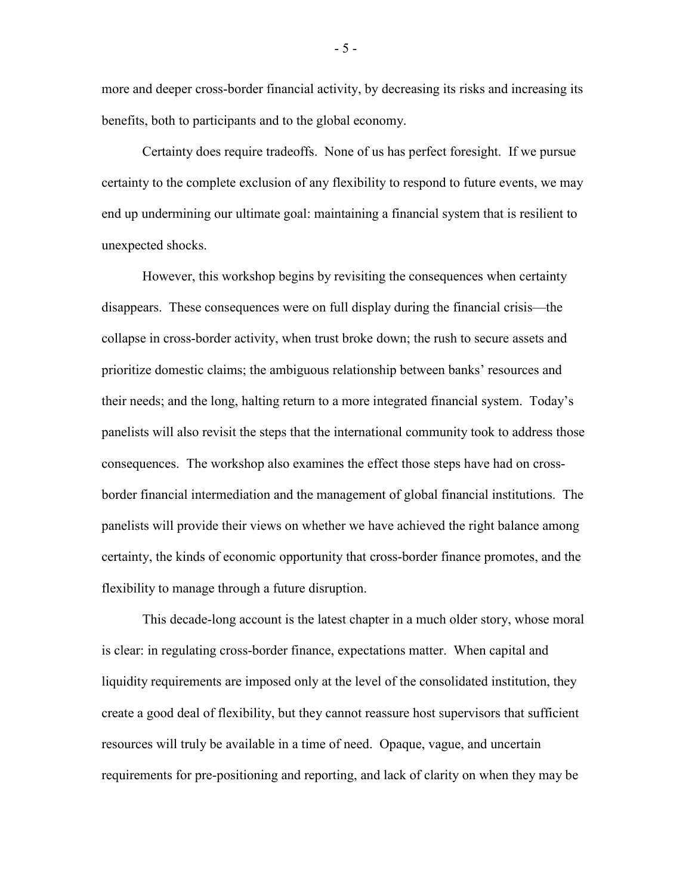more and deeper cross-border financial activity, by decreasing its risks and increasing its benefits, both to participants and to the global economy.

Certainty does require tradeoffs. None of us has perfect foresight. If we pursue certainty to the complete exclusion of any flexibility to respond to future events, we may end up undermining our ultimate goal: maintaining a financial system that is resilient to unexpected shocks.

However, this workshop begins by revisiting the consequences when certainty disappears. These consequences were on full display during the financial crisis—the collapse in cross-border activity, when trust broke down; the rush to secure assets and prioritize domestic claims; the ambiguous relationship between banks' resources and their needs; and the long, halting return to a more integrated financial system. Today's panelists will also revisit the steps that the international community took to address those consequences. The workshop also examines the effect those steps have had on cross-border financial intermediation and the management of global financial institutions. The panelists will provide their views on whether we have achieved the right balance among certainty, the kinds of economic opportunity that cross-border finance promotes, and the flexibility to manage through a future disruption.

This decade-long account is the latest chapter in a much older story, whose moral is clear: in regulating cross-border finance, expectations matter. When capital and liquidity requirements are imposed only at the level of the consolidated institution, they create a good deal of flexibility, but they cannot reassure host supervisors that sufficient resources will truly be available in a time of need. Opaque, vague, and uncertain requirements for pre-positioning and reporting, and lack of clarity on when they may be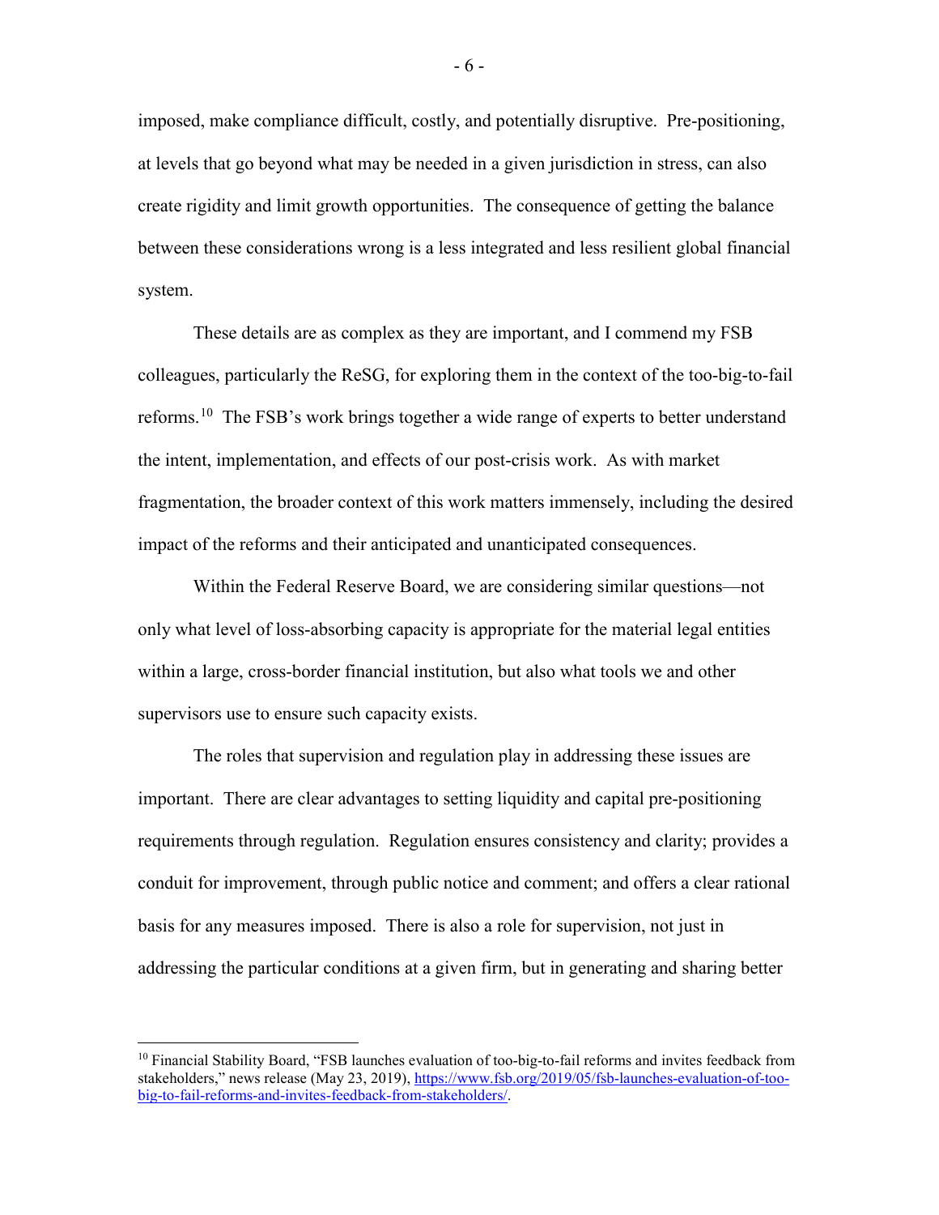imposed, make compliance difficult, costly, and potentially disruptive. Pre-positioning, at levels that go beyond what may be needed in a given jurisdiction in stress, can also create rigidity and limit growth opportunities. The consequence of getting the balance between these considerations wrong is a less integrated and less resilient global financial system.

These details are as complex as they are important, and I commend my FSB colleagues, particularly the ReSG, for exploring them in the context of the too-big-to-fail reforms.[10] The FSB's work brings together a wide range of experts to better understand the intent, implementation, and effects of our post-crisis work. As with market fragmentation, the broader context of this work matters immensely, including the desired impact of the reforms and their anticipated and unanticipated consequences.

Within the Federal Reserve Board, we are considering similar questions—not only what level of loss-absorbing capacity is appropriate for the material legal entities within a large, cross-border financial institution, but also what tools we and other supervisors use to ensure such capacity exists.

The roles that supervision and regulation play in addressing these issues are important. There are clear advantages to setting liquidity and capital pre-positioning requirements through regulation. Regulation ensures consistency and clarity; provides a conduit for improvement, through public notice and comment; and offers a clear rational basis for any measures imposed. There is also a role for supervision, not just in addressing the particular conditions at a given firm, but in generating and sharing better

---

[10] Financial Stability Board, "FSB launches evaluation of too-big-to-fail reforms and invites feedback from stakeholders," news release (May 23, 2019), https://www.fsb.org/2019/05/fsb-launches-evaluation-of-too-big-to-fail-reforms-and-invites-feedback-from-stakeholders/.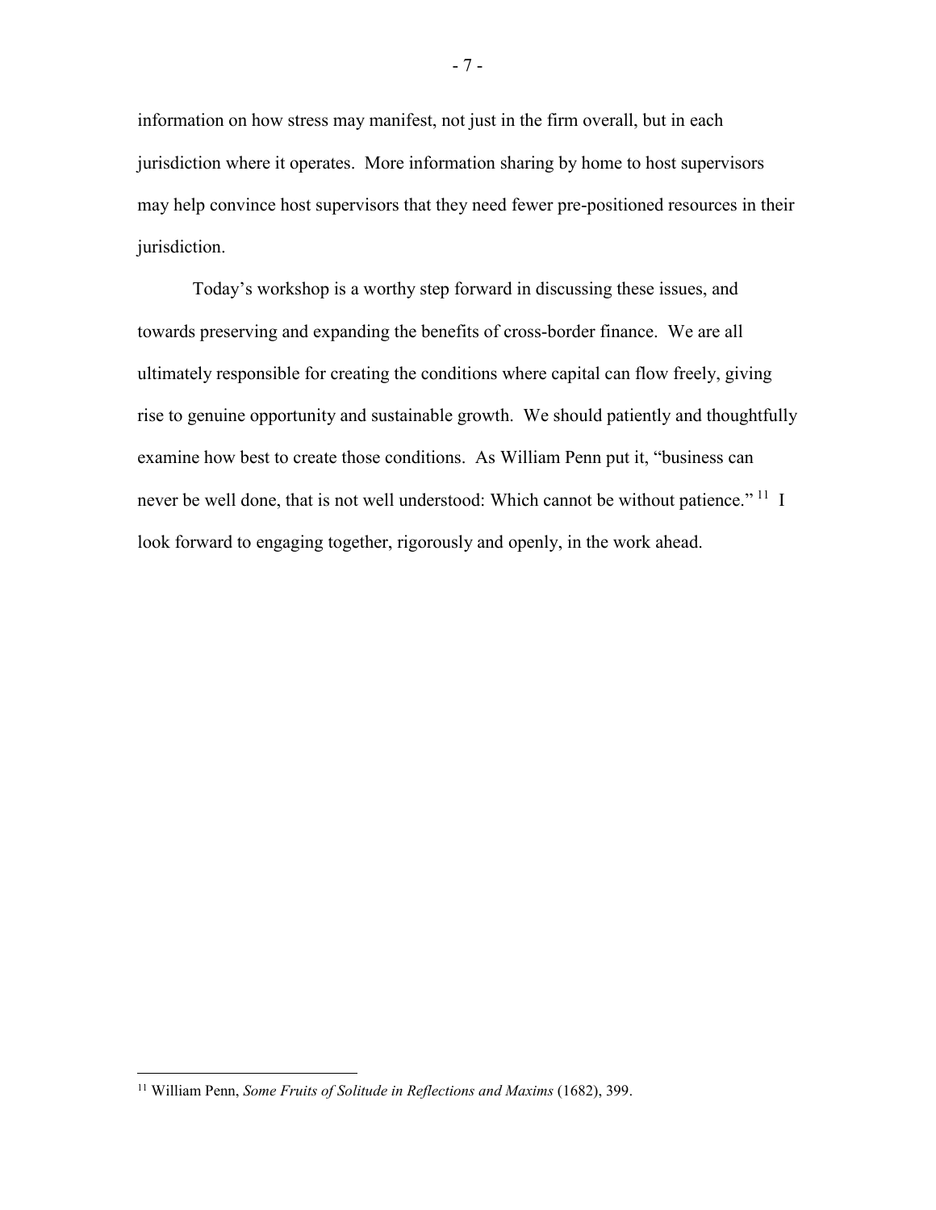information on how stress may manifest, not just in the firm overall, but in each jurisdiction where it operates. More information sharing by home to host supervisors may help convince host supervisors that they need fewer pre-positioned resources in their jurisdiction.

Today's workshop is a worthy step forward in discussing these issues, and towards preserving and expanding the benefits of cross-border finance. We are all ultimately responsible for creating the conditions where capital can flow freely, giving rise to genuine opportunity and sustainable growth. We should patiently and thoughtfully examine how best to create those conditions. As William Penn put it, "business can never be well done, that is not well understood: Which cannot be without patience." [11] I look forward to engaging together, rigorously and openly, in the work ahead.

[11] William Penn, *Some Fruits of Solitude in Reflections and Maxims* (1682), 399.